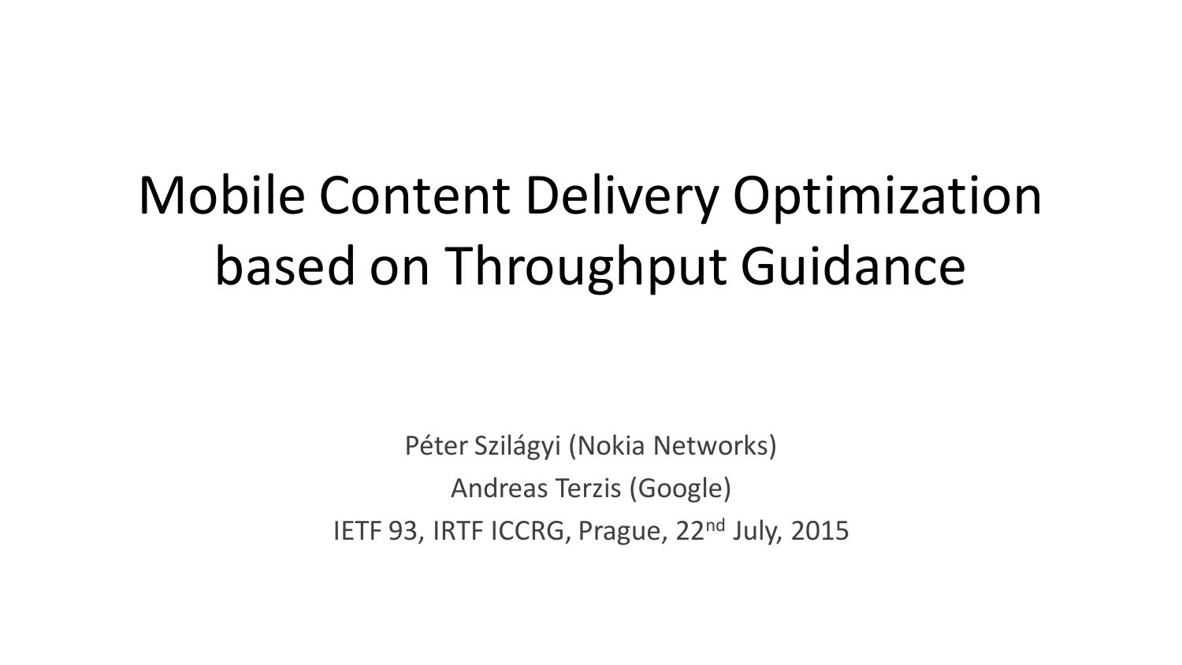# Mobile Content Delivery Optimization based on Throughput Guidance

Péter Szilágyi (Nokia Networks)

Andreas Terzis (Google)

IETF 93, IRTF ICCRG, Prague, 22nd July, 2015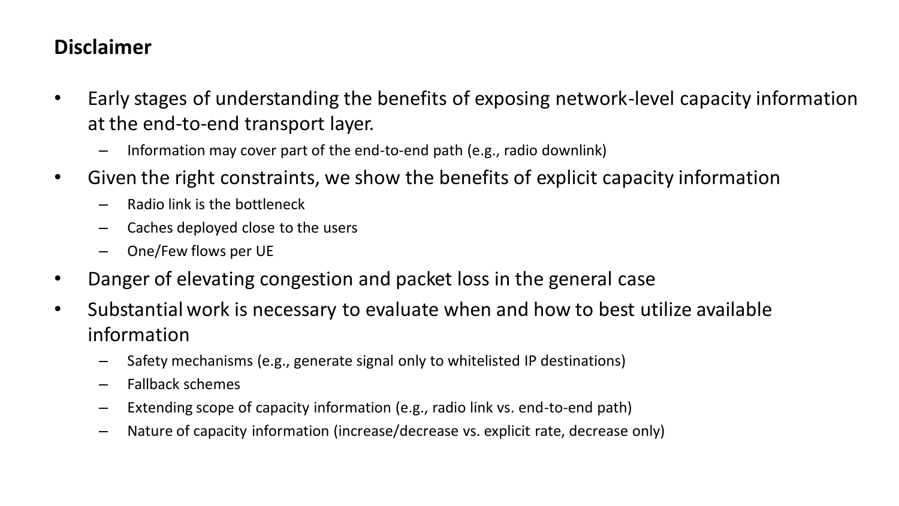## Disclaimer

- Early stages of understanding the benefits of exposing network-level capacity information at the end-to-end transport layer.
  - Information may cover part of the end-to-end path (e.g., radio downlink)
- Given the right constraints, we show the benefits of explicit capacity information
  - Radio link is the bottleneck
  - Caches deployed close to the users
  - One/Few flows per UE
- Danger of elevating congestion and packet loss in the general case
- Substantial work is necessary to evaluate when and how to best utilize available information
  - Safety mechanisms (e.g., generate signal only to whitelisted IP destinations)
  - Fallback schemes
  - Extending scope of capacity information (e.g., radio link vs. end-to-end path)
  - Nature of capacity information (increase/decrease vs. explicit rate, decrease only)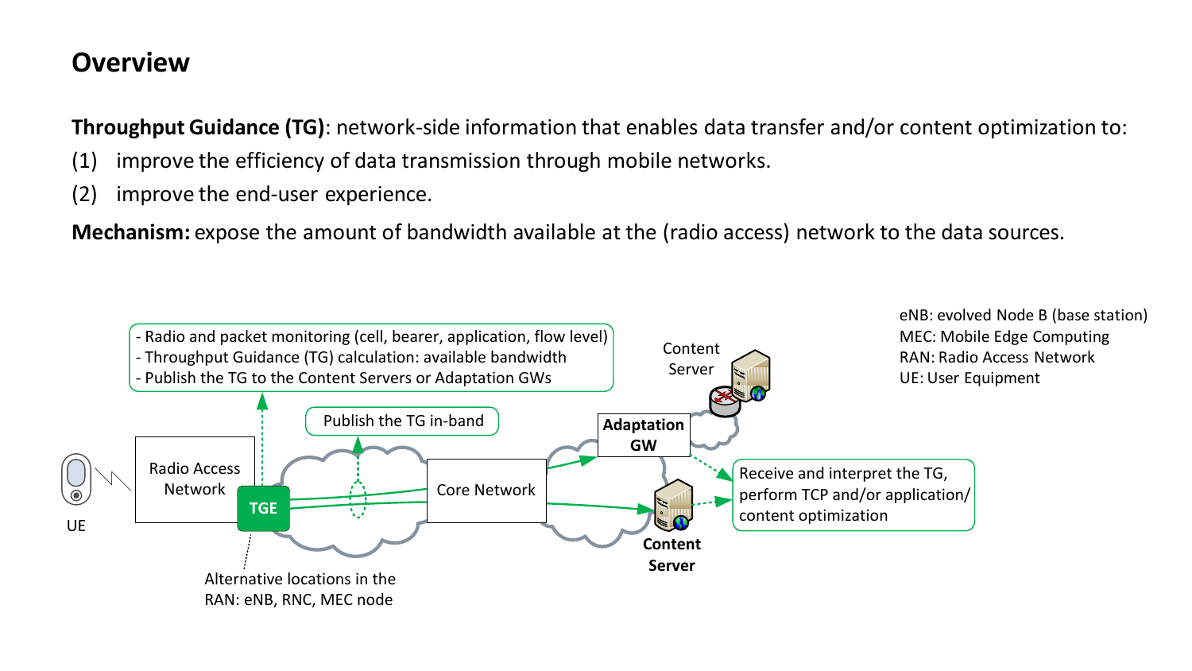# Overview

**Throughput Guidance (TG)**: network-side information that enables data transfer and/or content optimization to:

(1) improve the efficiency of data transmission through mobile networks.

(2) improve the end-user experience.

**Mechanism:** expose the amount of bandwidth available at the (radio access) network to the data sources.

- Radio and packet monitoring (cell, bearer, application, flow level)
- Throughput Guidance (TG) calculation: available bandwidth
- Publish the TG to the Content Servers or Adaptation GWs

Publish the TG in-band

Content Server

Adaptation GW

Radio Access Network

TGE

Core Network

UE

Content Server

Receive and interpret the TG, perform TCP and/or application/ content optimization

Alternative locations in the RAN: eNB, RNC, MEC node

eNB: evolved Node B (base station)
MEC: Mobile Edge Computing
RAN: Radio Access Network
UE: User Equipment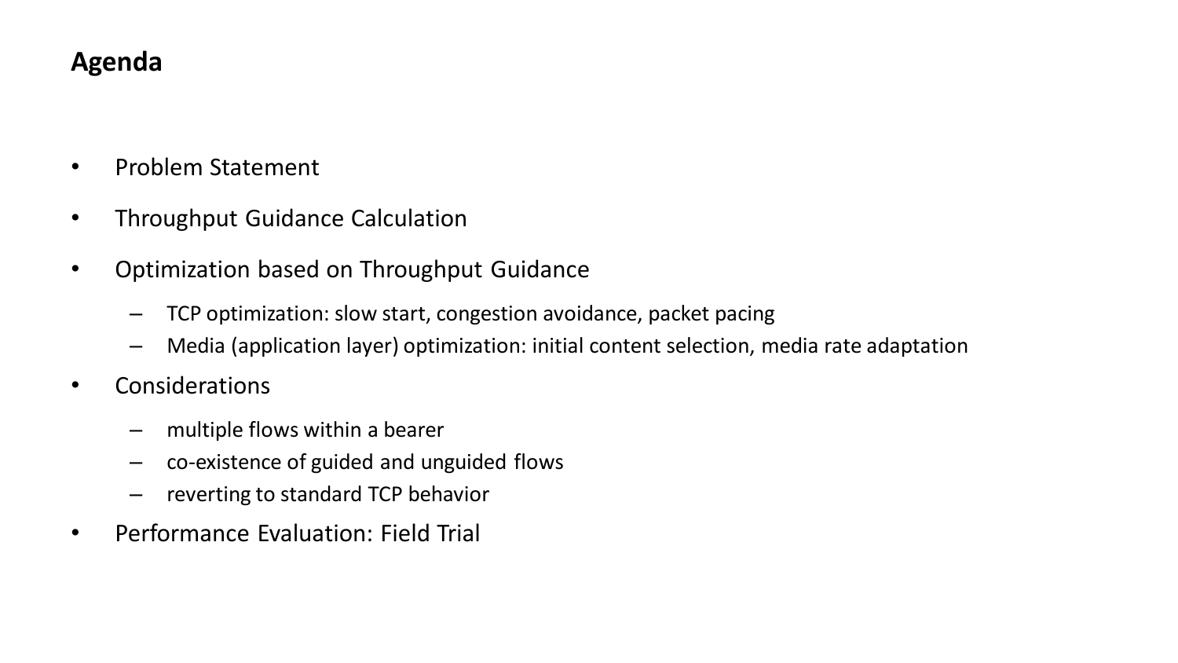# Agenda

- Problem Statement
- Throughput Guidance Calculation
- Optimization based on Throughput Guidance
  - TCP optimization: slow start, congestion avoidance, packet pacing
  - Media (application layer) optimization: initial content selection, media rate adaptation
- Considerations
  - multiple flows within a bearer
  - co-existence of guided and unguided flows
  - reverting to standard TCP behavior
- Performance Evaluation: Field Trial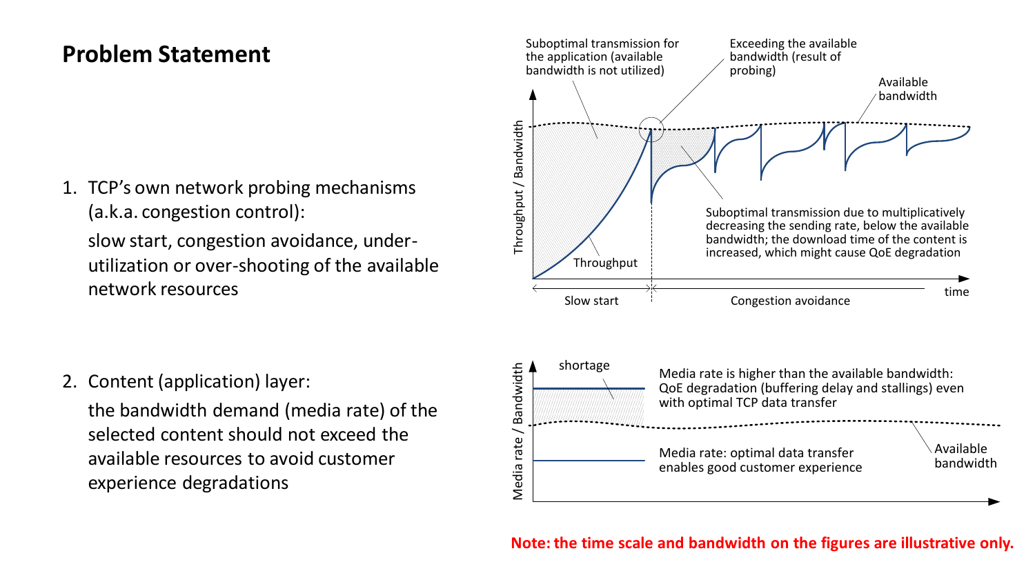# Problem Statement

1. TCP's own network probing mechanisms (a.k.a. congestion control):

   slow start, congestion avoidance, under-utilization or over-shooting of the available network resources

2. Content (application) layer:

   the bandwidth demand (media rate) of the selected content should not exceed the available resources to avoid customer experience degradations

Suboptimal transmission for the application (available bandwidth is not utilized)

Exceeding the available bandwidth (result of probing)

Available bandwidth

Throughput / Bandwidth

Suboptimal transmission due to multiplicatively decreasing the sending rate, below the available bandwidth; the download time of the content is increased, which might cause QoE degradation

Throughput

Slow start

Congestion avoidance

time

shortage

Media rate / Bandwidth

Media rate is higher than the available bandwidth: QoE degradation (buffering delay and stallings) even with optimal TCP data transfer

Available bandwidth

Media rate: optimal data transfer enables good customer experience

**Note: the time scale and bandwidth on the figures are illustrative only.**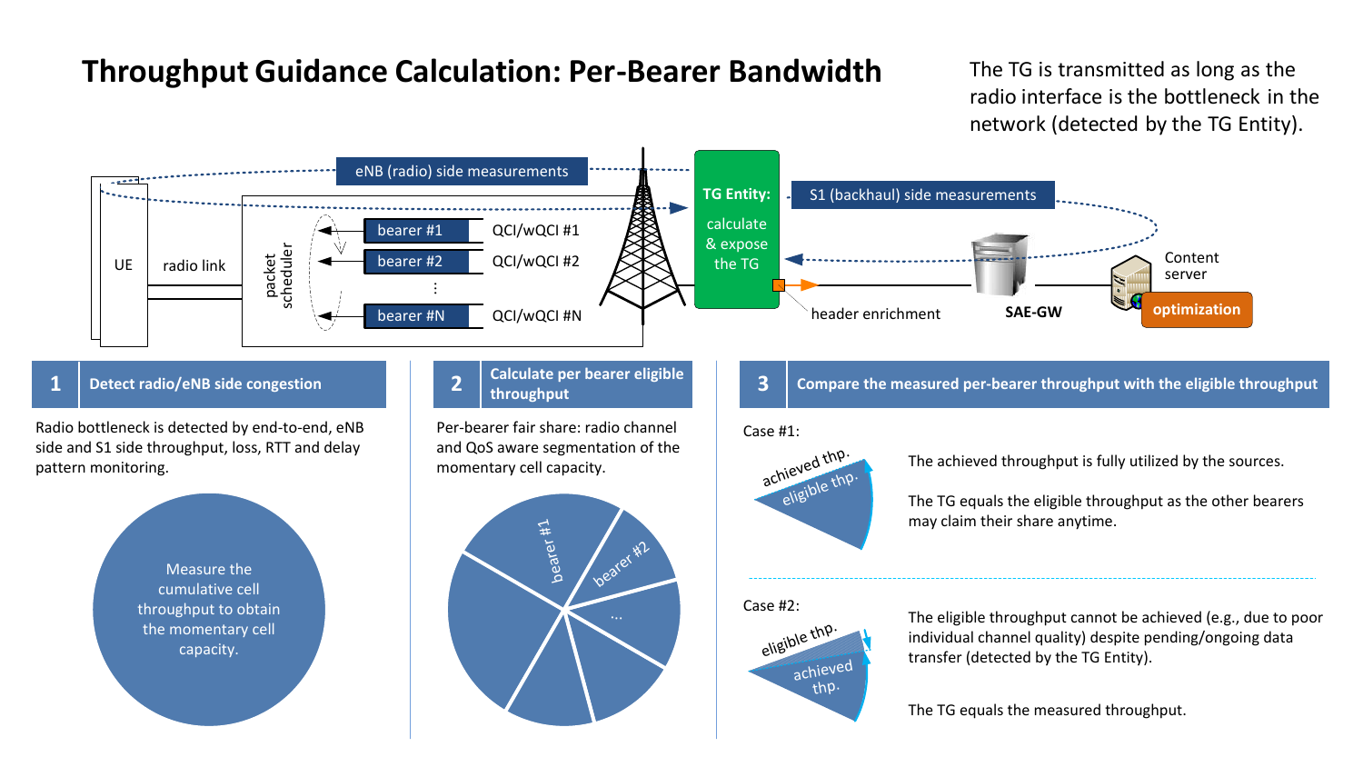# Throughput Guidance Calculation: Per-Bearer Bandwidth

The TG is transmitted as long as the radio interface is the bottleneck in the network (detected by the TG Entity).

eNB (radio) side measurements

S1 (backhaul) side measurements

UE

radio link

packet scheduler

bearer #1 — QCI/wQCI #1

bearer #2 — QCI/wQCI #2

⋮

bearer #N — QCI/wQCI #N

**TG Entity:** calculate & expose the TG

header enrichment

**SAE-GW**

Content server

**optimization**

## 1 Detect radio/eNB side congestion

Radio bottleneck is detected by end-to-end, eNB side and S1 side throughput, loss, RTT and delay pattern monitoring.

Measure the cumulative cell throughput to obtain the momentary cell capacity.

## 2 Calculate per bearer eligible throughput

Per-bearer fair share: radio channel and QoS aware segmentation of the momentary cell capacity.

bearer #1

bearer #2

...

## 3 Compare the measured per-bearer throughput with the eligible throughput

Case #1:

achieved thp.

eligible thp.

The achieved throughput is fully utilized by the sources.

The TG equals the eligible throughput as the other bearers may claim their share anytime.

Case #2:

eligible thp.

achieved thp.

The eligible throughput cannot be achieved (e.g., due to poor individual channel quality) despite pending/ongoing data transfer (detected by the TG Entity).

The TG equals the measured throughput.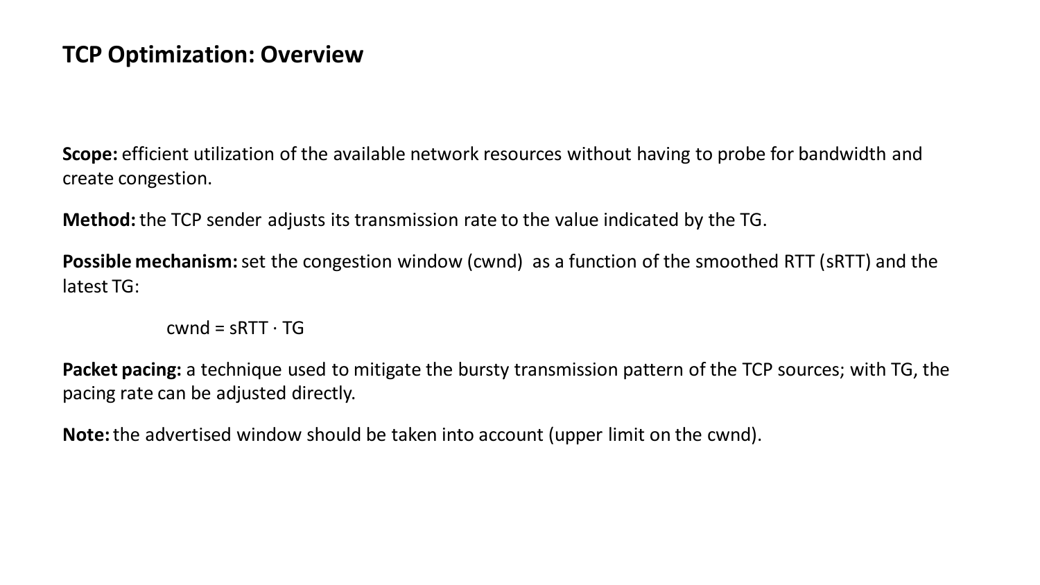# TCP Optimization: Overview

**Scope:** efficient utilization of the available network resources without having to probe for bandwidth and create congestion.

**Method:** the TCP sender adjusts its transmission rate to the value indicated by the TG.

**Possible mechanism:** set the congestion window (cwnd) as a function of the smoothed RTT (sRTT) and the latest TG:

$$cwnd = sRTT \cdot TG$$

**Packet pacing:** a technique used to mitigate the bursty transmission pattern of the TCP sources; with TG, the pacing rate can be adjusted directly.

**Note:** the advertised window should be taken into account (upper limit on the cwnd).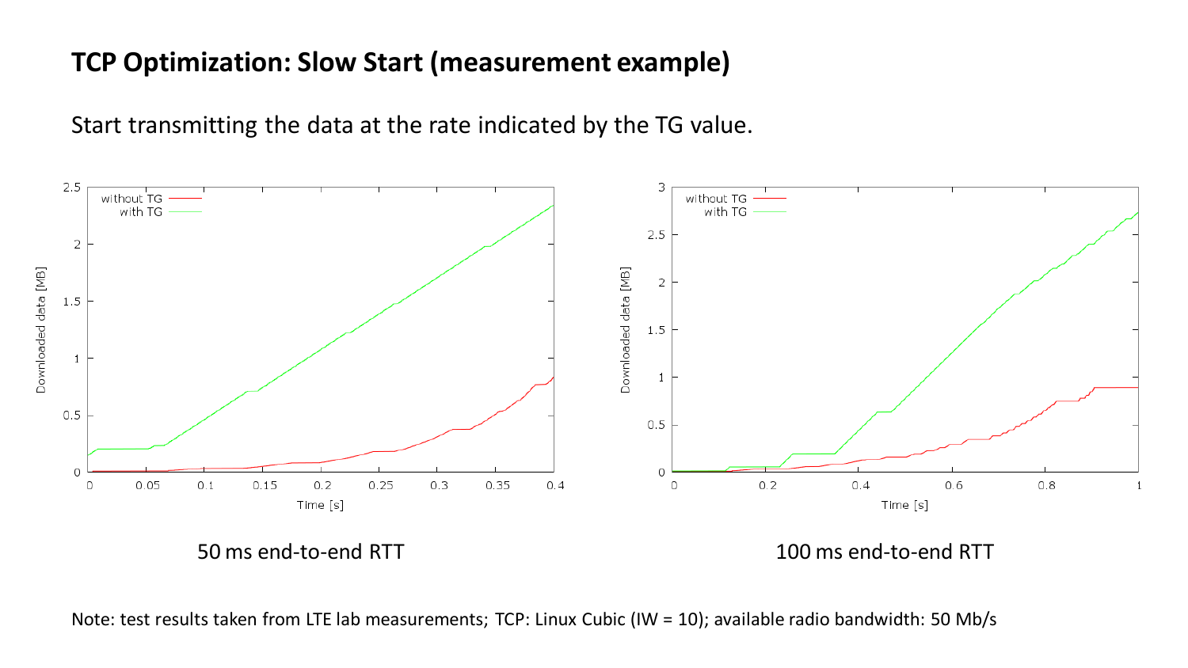# TCP Optimization: Slow Start (measurement example)

Start transmitting the data at the rate indicated by the TG value.

50 ms end-to-end RTT

100 ms end-to-end RTT

Note: test results taken from LTE lab measurements; TCP: Linux Cubic (IW = 10); available radio bandwidth: 50 Mb/s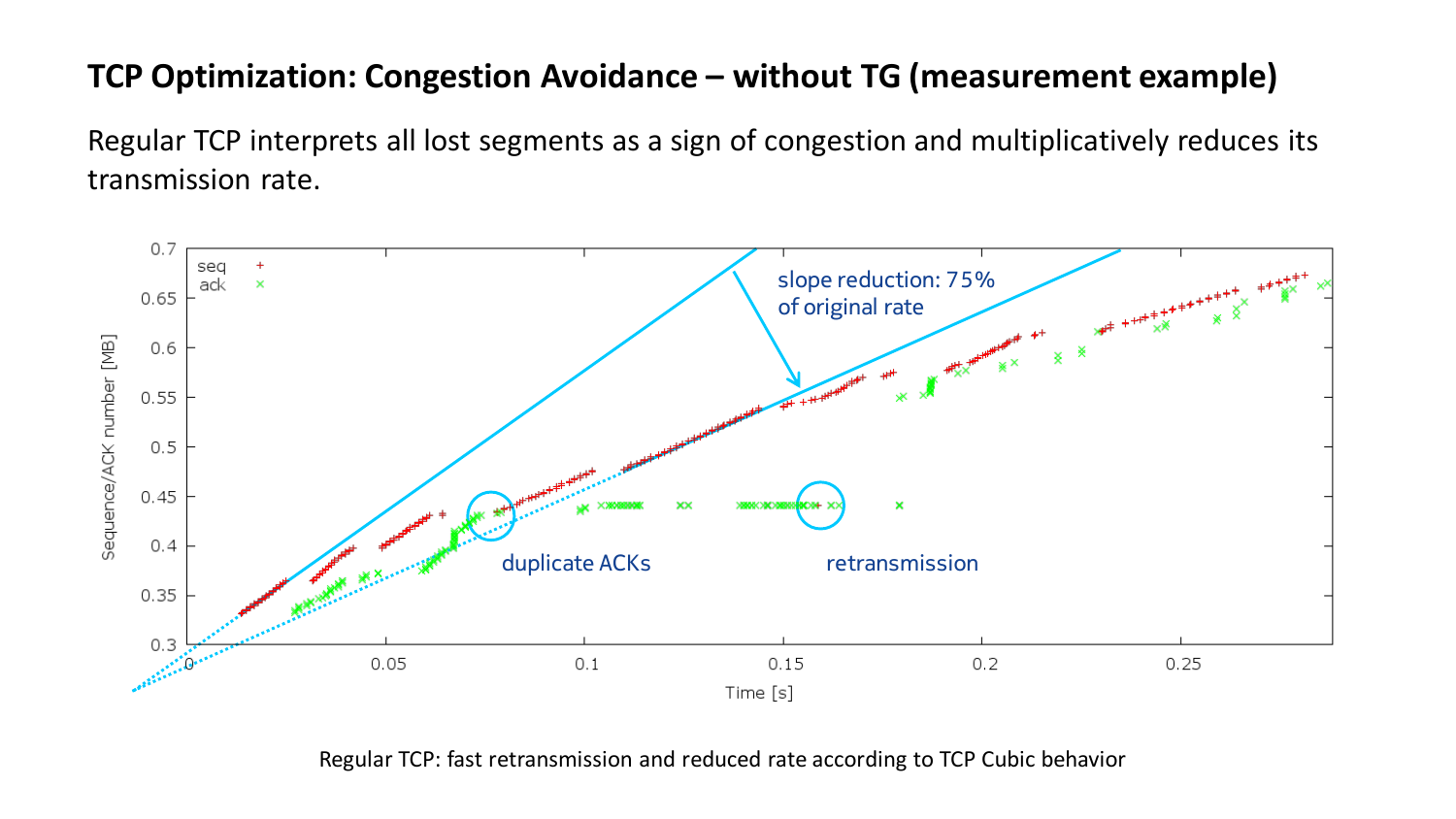# TCP Optimization: Congestion Avoidance – without TG (measurement example)

Regular TCP interprets all lost segments as a sign of congestion and multiplicatively reduces its transmission rate.

Regular TCP: fast retransmission and reduced rate according to TCP Cubic behavior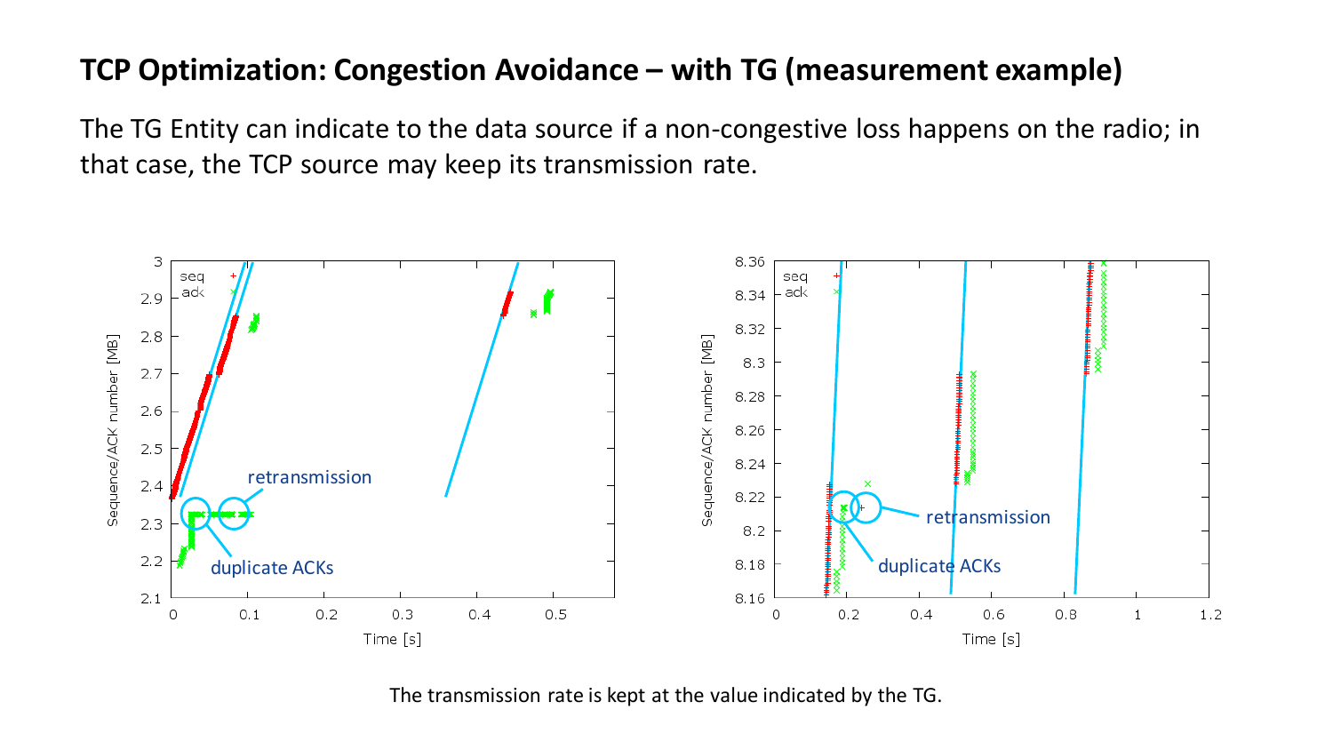## TCP Optimization: Congestion Avoidance – with TG (measurement example)

The TG Entity can indicate to the data source if a non-congestive loss happens on the radio; in that case, the TCP source may keep its transmission rate.

The transmission rate is kept at the value indicated by the TG.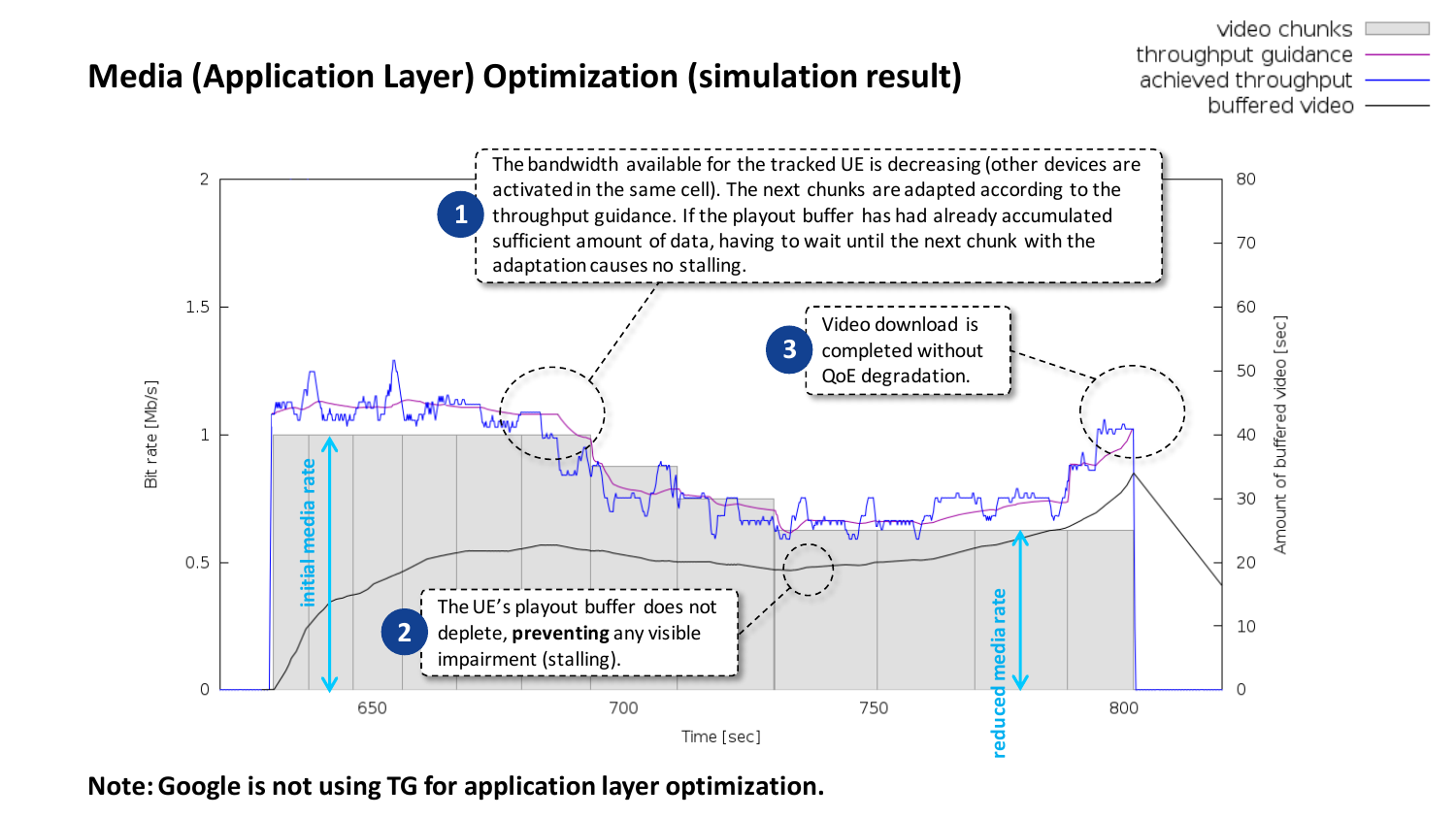# Media (Application Layer) Optimization (simulation result)

video chunks
throughput guidance
achieved throughput
buffered video

1. The bandwidth available for the tracked UE is decreasing (other devices are activated in the same cell). The next chunks are adapted according to the throughput guidance. If the playout buffer has had already accumulated sufficient amount of data, having to wait until the next chunk with the adaptation causes no stalling.

2. The UE's playout buffer does not deplete, **preventing** any visible impairment (stalling).

3. Video download is completed without QoE degradation.

Bit rate [Mb/s]

Amount of buffered video [sec]

Time [sec]

initial media rate

reduced media rate

**Note: Google is not using TG for application layer optimization.**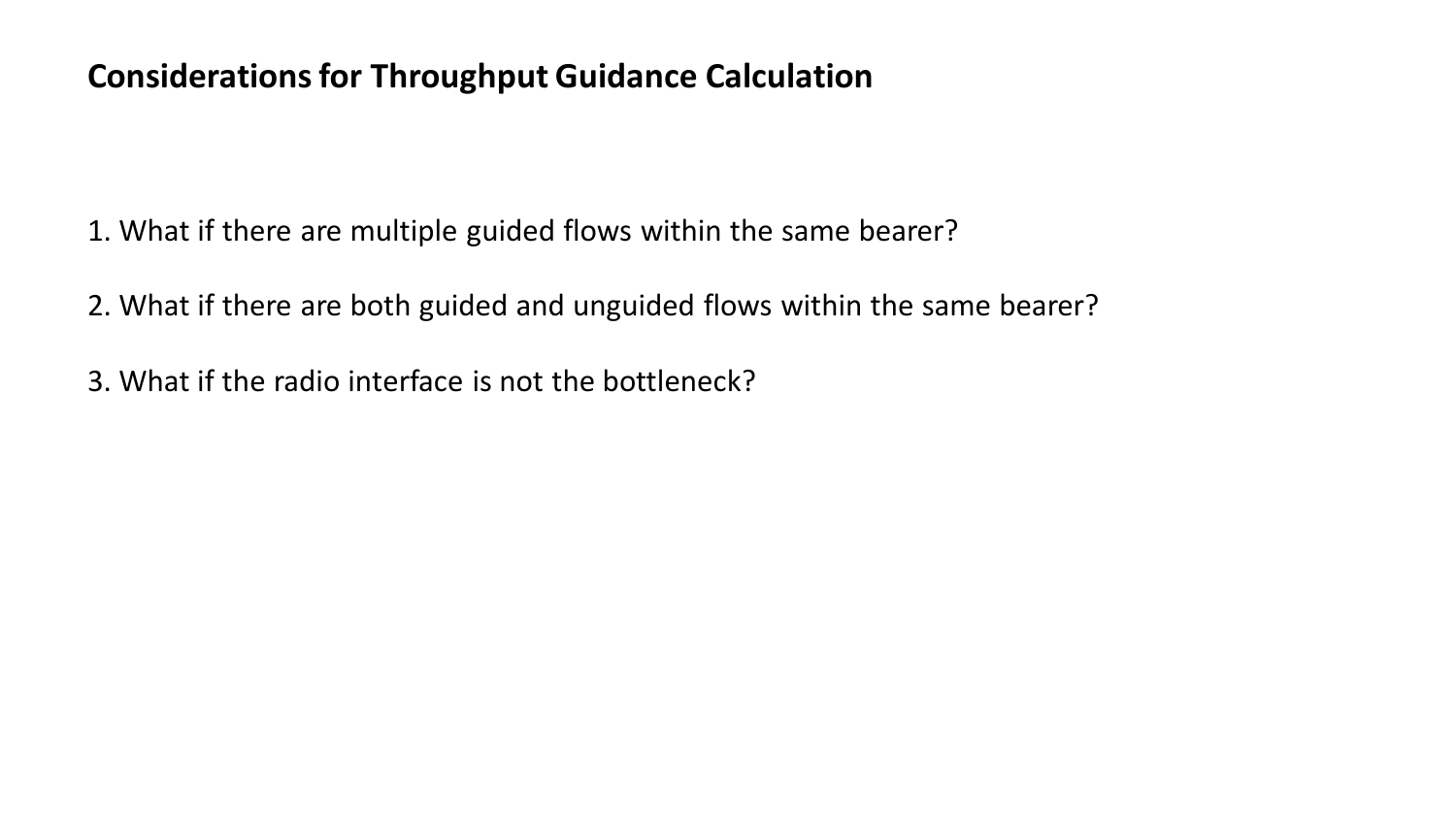## Considerations for Throughput Guidance Calculation

1. What if there are multiple guided flows within the same bearer?

2. What if there are both guided and unguided flows within the same bearer?

3. What if the radio interface is not the bottleneck?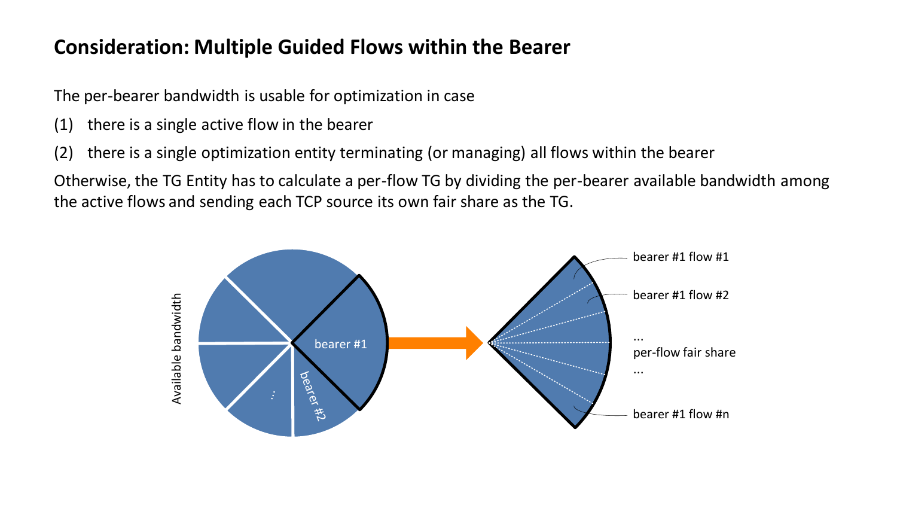## Consideration: Multiple Guided Flows within the Bearer

The per-bearer bandwidth is usable for optimization in case

(1) there is a single active flow in the bearer

(2) there is a single optimization entity terminating (or managing) all flows within the bearer

Otherwise, the TG Entity has to calculate a per-flow TG by dividing the per-bearer available bandwidth among the active flows and sending each TCP source its own fair share as the TG.

Available bandwidth

bearer #1

bearer #2

...

bearer #1 flow #1

bearer #1 flow #2

...

per-flow fair share

...

bearer #1 flow #n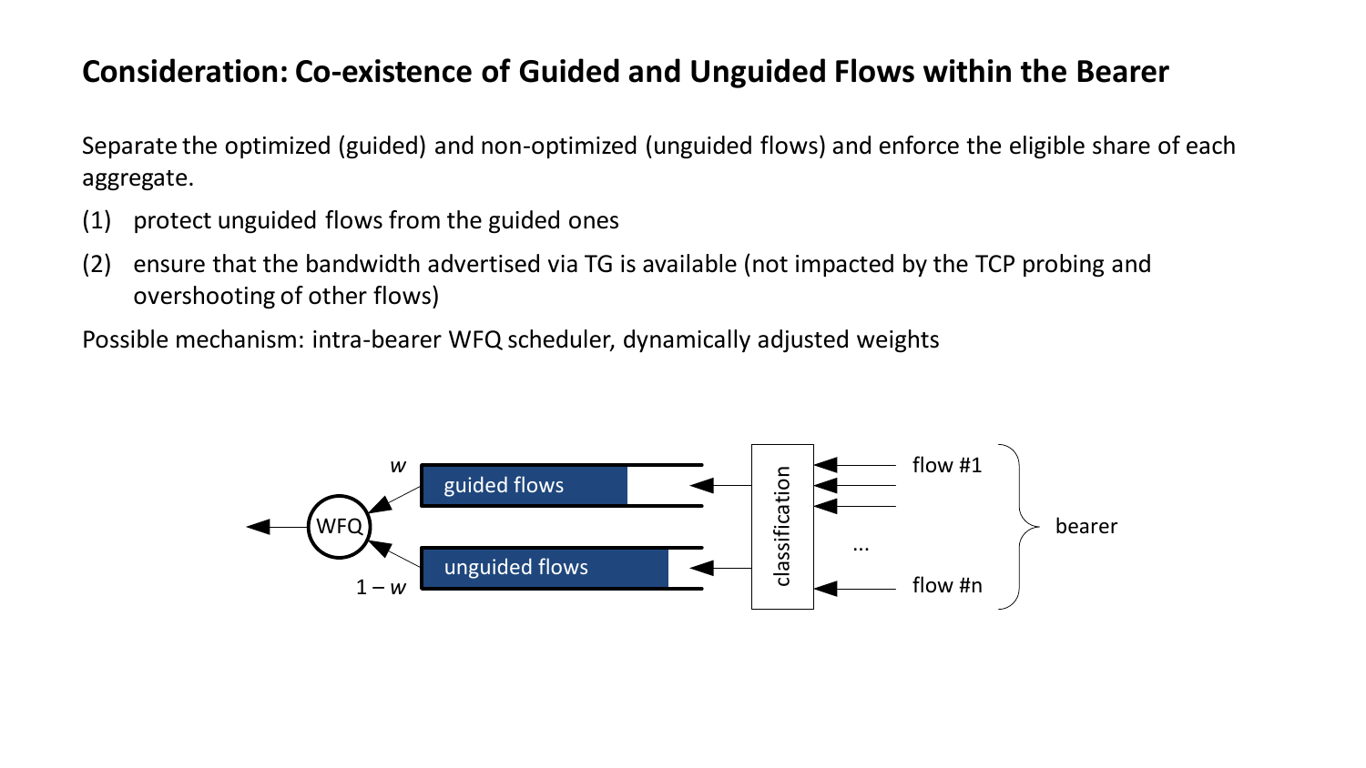# Consideration: Co-existence of Guided and Unguided Flows within the Bearer

Separate the optimized (guided) and non-optimized (unguided flows) and enforce the eligible share of each aggregate.

(1) protect unguided flows from the guided ones

(2) ensure that the bandwidth advertised via TG is available (not impacted by the TCP probing and overshooting of other flows)

Possible mechanism: intra-bearer WFQ scheduler, dynamically adjusted weights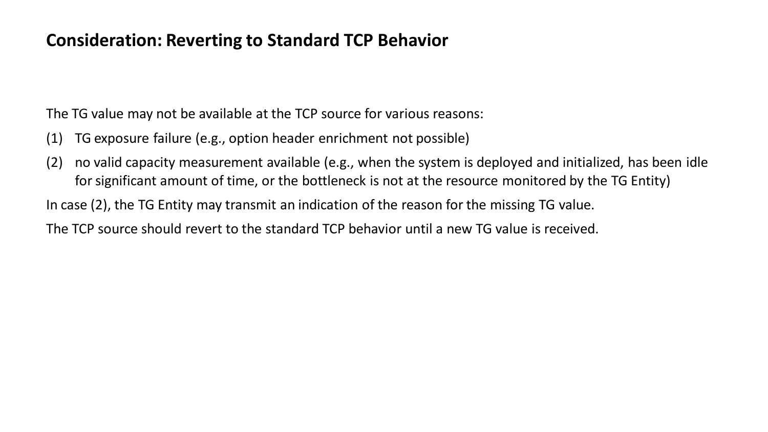## Consideration: Reverting to Standard TCP Behavior

The TG value may not be available at the TCP source for various reasons:

(1) TG exposure failure (e.g., option header enrichment not possible)

(2) no valid capacity measurement available (e.g., when the system is deployed and initialized, has been idle for significant amount of time, or the bottleneck is not at the resource monitored by the TG Entity)

In case (2), the TG Entity may transmit an indication of the reason for the missing TG value.

The TCP source should revert to the standard TCP behavior until a new TG value is received.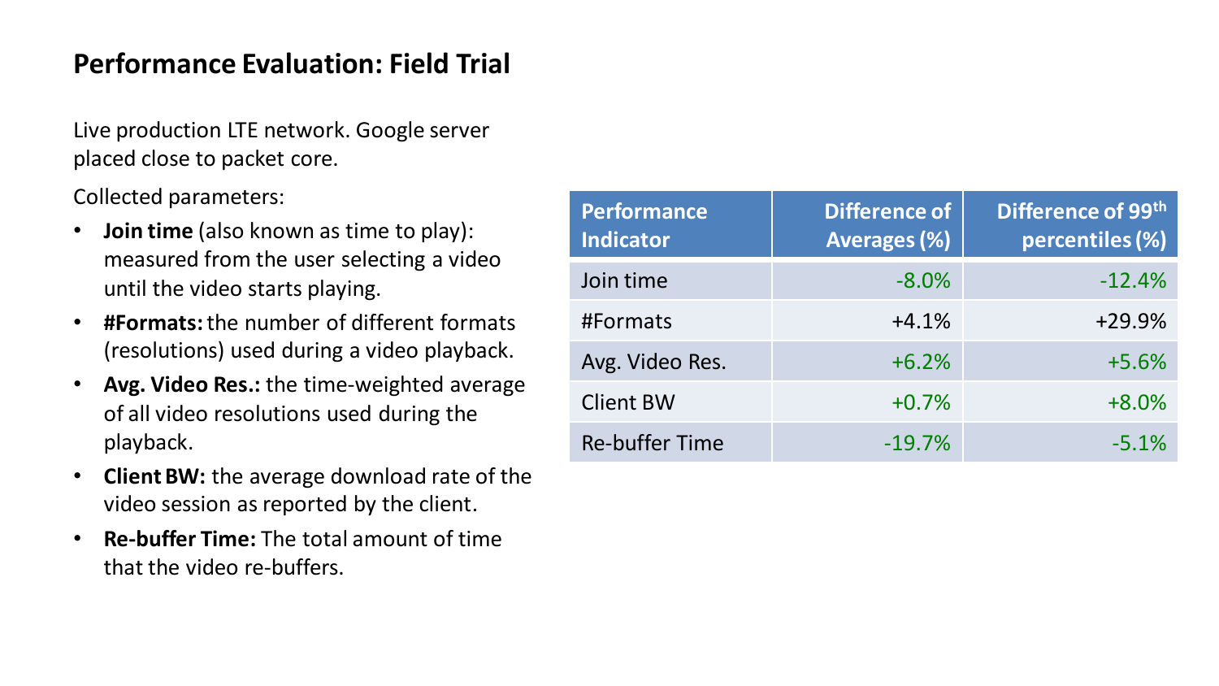# Performance Evaluation: Field Trial

Live production LTE network. Google server placed close to packet core.

Collected parameters:

- **Join time** (also known as time to play): measured from the user selecting a video until the video starts playing.
- **#Formats:** the number of different formats (resolutions) used during a video playback.
- **Avg. Video Res.:** the time-weighted average of all video resolutions used during the playback.
- **Client BW:** the average download rate of the video session as reported by the client.
- **Re-buffer Time:** The total amount of time that the video re-buffers.

| Performance Indicator | Difference of Averages (%) | Difference of 99th percentiles (%) |
|---|---|---|
| Join time | -8.0% | -12.4% |
| #Formats | +4.1% | +29.9% |
| Avg. Video Res. | +6.2% | +5.6% |
| Client BW | +0.7% | +8.0% |
| Re-buffer Time | -19.7% | -5.1% |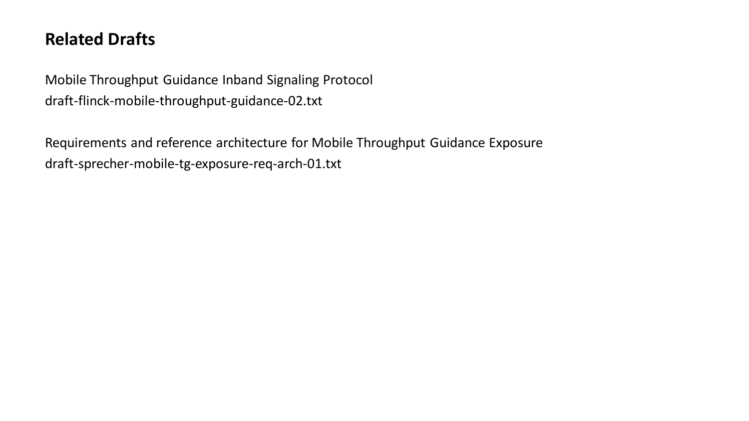## Related Drafts

Mobile Throughput Guidance Inband Signaling Protocol
draft-flinck-mobile-throughput-guidance-02.txt

Requirements and reference architecture for Mobile Throughput Guidance Exposure
draft-sprecher-mobile-tg-exposure-req-arch-01.txt